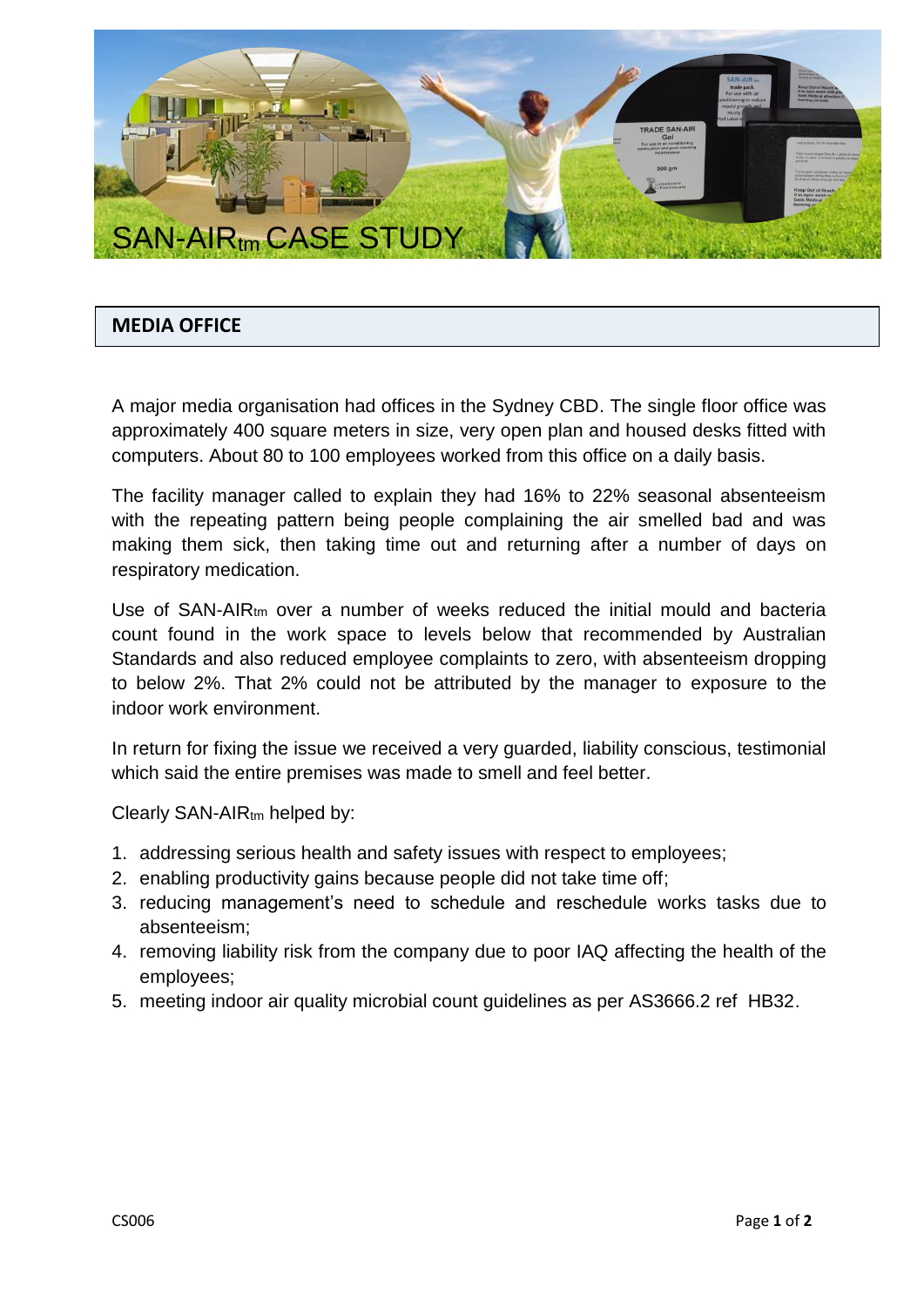# SAN-AIR$_{tm}$ CASE STUDY

## MEDIA OFFICE

A major media organisation had offices in the Sydney CBD. The single floor office was approximately 400 square meters in size, very open plan and housed desks fitted with computers. About 80 to 100 employees worked from this office on a daily basis.

The facility manager called to explain they had 16% to 22% seasonal absenteeism with the repeating pattern being people complaining the air smelled bad and was making them sick, then taking time out and returning after a number of days on respiratory medication.

Use of SAN-AIR$_{tm}$ over a number of weeks reduced the initial mould and bacteria count found in the work space to levels below that recommended by Australian Standards and also reduced employee complaints to zero, with absenteeism dropping to below 2%. That 2% could not be attributed by the manager to exposure to the indoor work environment.

In return for fixing the issue we received a very guarded, liability conscious, testimonial which said the entire premises was made to smell and feel better.

Clearly SAN-AIR$_{tm}$ helped by:

1. addressing serious health and safety issues with respect to employees;
2. enabling productivity gains because people did not take time off;
3. reducing management's need to schedule and reschedule works tasks due to absenteeism;
4. removing liability risk from the company due to poor IAQ affecting the health of the employees;
5. meeting indoor air quality microbial count guidelines as per AS3666.2 ref HB32.

CS006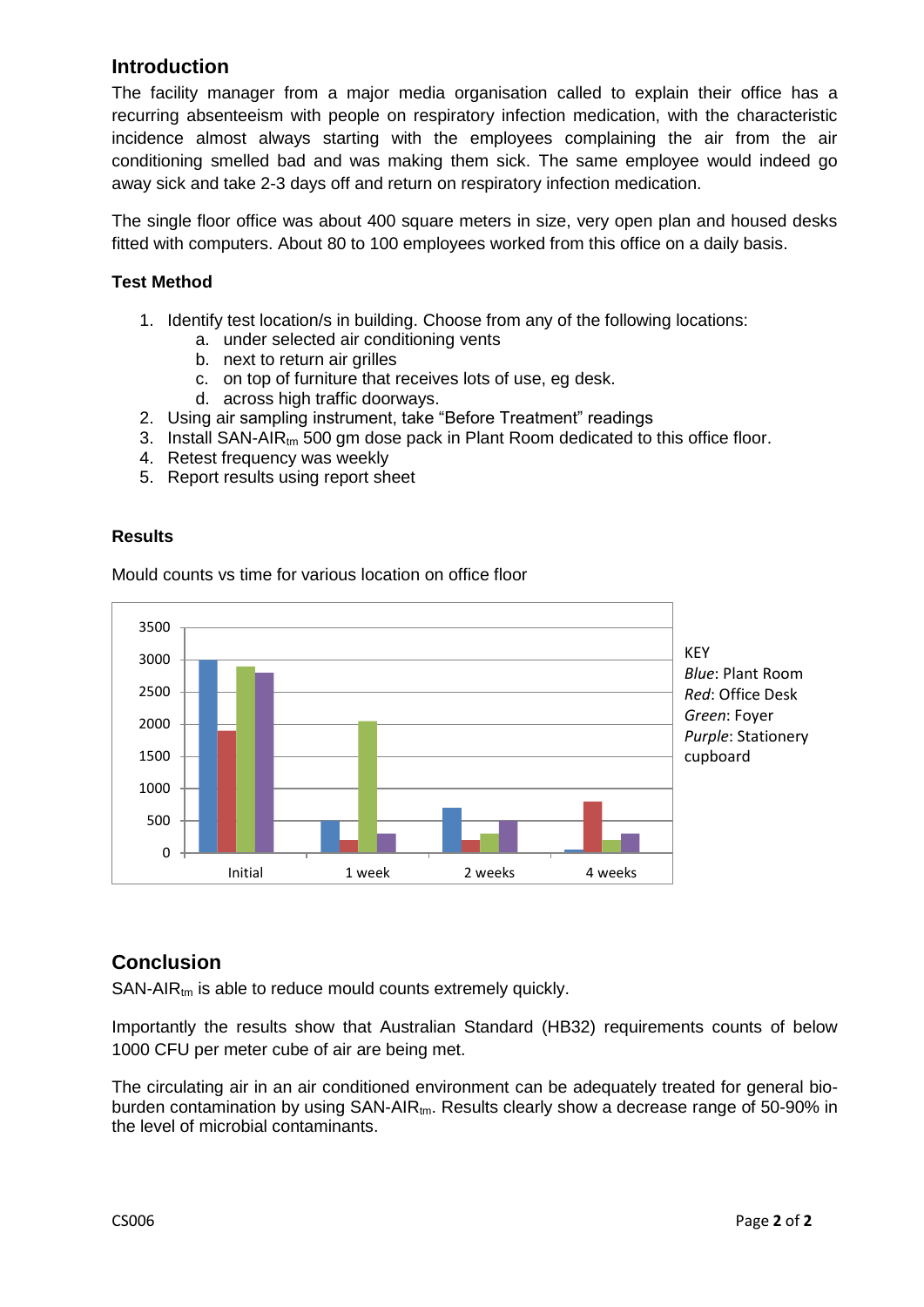## Introduction

The facility manager from a major media organisation called to explain their office has a recurring absenteeism with people on respiratory infection medication, with the characteristic incidence almost always starting with the employees complaining the air from the air conditioning smelled bad and was making them sick. The same employee would indeed go away sick and take 2-3 days off and return on respiratory infection medication.

The single floor office was about 400 square meters in size, very open plan and housed desks fitted with computers. About 80 to 100 employees worked from this office on a daily basis.

### Test Method

1. Identify test location/s in building. Choose from any of the following locations:
   a. under selected air conditioning vents
   b. next to return air grilles
   c. on top of furniture that receives lots of use, eg desk.
   d. across high traffic doorways.
2. Using air sampling instrument, take "Before Treatment" readings
3. Install SAN-AIR$_{tm}$ 500 gm dose pack in Plant Room dedicated to this office floor.
4. Retest frequency was weekly
5. Report results using report sheet

### Results

Mould counts vs time for various location on office floor

3500
3000
2500
2000
1500
1000
500
0

Initial
1 week
2 weeks
4 weeks

KEY
*Blue*: Plant Room
*Red*: Office Desk
*Green*: Foyer
*Purple*: Stationery cupboard

## Conclusion

SAN-AIR$_{tm}$ is able to reduce mould counts extremely quickly.

Importantly the results show that Australian Standard (HB32) requirements counts of below 1000 CFU per meter cube of air are being met.

The circulating air in an air conditioned environment can be adequately treated for general bio-burden contamination by using SAN-AIR$_{tm}$. Results clearly show a decrease range of 50-90% in the level of microbial contaminants.